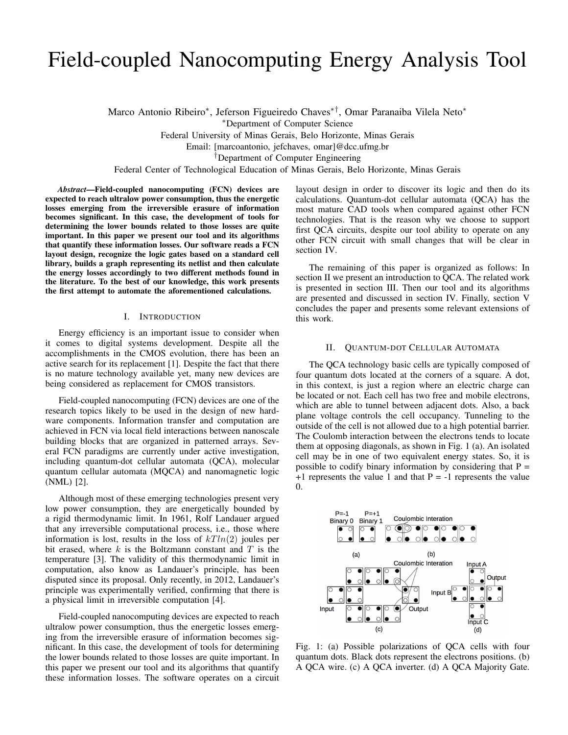# Field-coupled Nanocomputing Energy Analysis Tool

Marco Antonio Ribeiro*, Jeferson Figueiredo Chaves*†, Omar Paranaiba Vilela Neto*

*Department of Computer Science
Federal University of Minas Gerais, Belo Horizonte, Minas Gerais
Email: [marcoantonio, jefchaves, omar]@dcc.ufmg.br

†Department of Computer Engineering
Federal Center of Technological Education of Minas Gerais, Belo Horizonte, Minas Gerais

***Abstract*—Field-coupled nanocomputing (FCN) devices are expected to reach ultralow power consumption, thus the energetic losses emerging from the irreversible erasure of information becomes significant. In this case, the development of tools for determining the lower bounds related to those losses are quite important. In this paper we present our tool and its algorithms that quantify these information losses. Our software reads a FCN layout design, recognize the logic gates based on a standard cell library, builds a graph representing its netlist and then calculate the energy losses accordingly to two different methods found in the literature. To the best of our knowledge, this work presents the first attempt to automate the aforementioned calculations.**

## I. Introduction

Energy efficiency is an important issue to consider when it comes to digital systems development. Despite all the accomplishments in the CMOS evolution, there has been an active search for its replacement [1]. Despite the fact that there is no mature technology available yet, many new devices are being considered as replacement for CMOS transistors.

Field-coupled nanocomputing (FCN) devices are one of the research topics likely to be used in the design of new hardware components. Information transfer and computation are achieved in FCN via local field interactions between nanoscale building blocks that are organized in patterned arrays. Several FCN paradigms are currently under active investigation, including quantum-dot cellular automata (QCA), molecular quantum cellular automata (MQCA) and nanomagnetic logic (NML) [2].

Although most of these emerging technologies present very low power consumption, they are energetically bounded by a rigid thermodynamic limit. In 1961, Rolf Landauer argued that any irreversible computational process, i.e., those where information is lost, results in the loss of $kTln(2)$ joules per bit erased, where $k$ is the Boltzmann constant and $T$ is the temperature [3]. The validity of this thermodynamic limit in computation, also know as Landauer's principle, has been disputed since its proposal. Only recently, in 2012, Landauer's principle was experimentally verified, confirming that there is a physical limit in irreversible computation [4].

Field-coupled nanocomputing devices are expected to reach ultralow power consumption, thus the energetic losses emerging from the irreversible erasure of information becomes significant. In this case, the development of tools for determining the lower bounds related to those losses are quite important. In this paper we present our tool and its algorithms that quantify these information losses. The software operates on a circuit layout design in order to discover its logic and then do its calculations. Quantum-dot cellular automata (QCA) has the most mature CAD tools when compared against other FCN technologies. That is the reason why we choose to support first QCA circuits, despite our tool ability to operate on any other FCN circuit with small changes that will be clear in section IV.

The remaining of this paper is organized as follows: In section II we present an introduction to QCA. The related work is presented in section III. Then our tool and its algorithms are presented and discussed in section IV. Finally, section V concludes the paper and presents some relevant extensions of this work.

## II. Quantum-dot Cellular Automata

The QCA technology basic cells are typically composed of four quantum dots located at the corners of a square. A dot, in this context, is just a region where an electric charge can be located or not. Each cell has two free and mobile electrons, which are able to tunnel between adjacent dots. Also, a back plane voltage controls the cell occupancy. Tunneling to the outside of the cell is not allowed due to a high potential barrier. The Coulomb interaction between the electrons tends to locate them at opposing diagonals, as shown in Fig. 1 (a). An isolated cell may be in one of two equivalent energy states. So, it is possible to codify binary information by considering that P = +1 represents the value 1 and that P = -1 represents the value 0.

Fig. 1: (a) Possible polarizations of QCA cells with four quantum dots. Black dots represent the electrons positions. (b) A QCA wire. (c) A QCA inverter. (d) A QCA Majority Gate.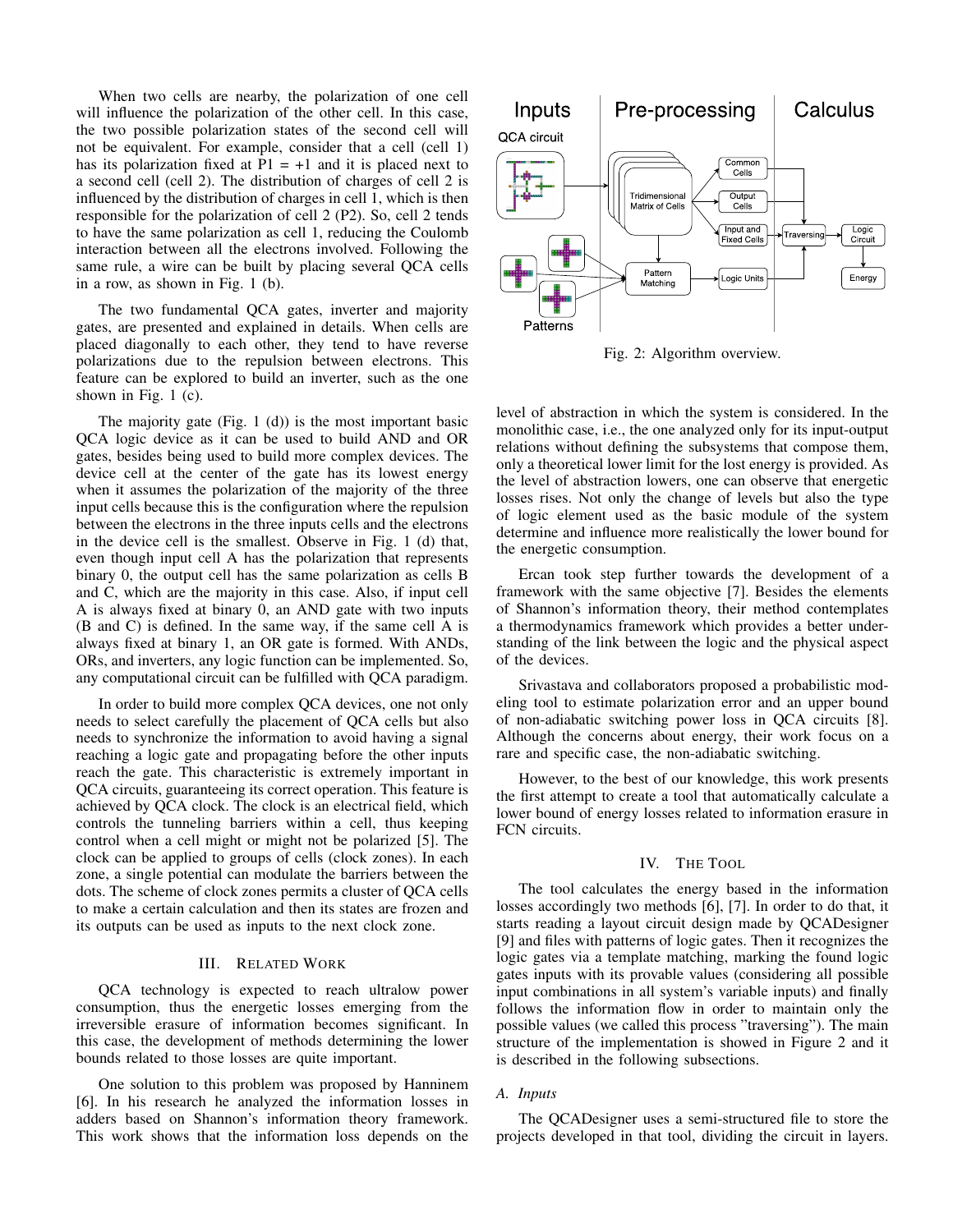When two cells are nearby, the polarization of one cell will influence the polarization of the other cell. In this case, the two possible polarization states of the second cell will not be equivalent. For example, consider that a cell (cell 1) has its polarization fixed at P1 = +1 and it is placed next to a second cell (cell 2). The distribution of charges of cell 2 is influenced by the distribution of charges in cell 1, which is then responsible for the polarization of cell 2 (P2). So, cell 2 tends to have the same polarization as cell 1, reducing the Coulomb interaction between all the electrons involved. Following the same rule, a wire can be built by placing several QCA cells in a row, as shown in Fig. 1 (b).

The two fundamental QCA gates, inverter and majority gates, are presented and explained in details. When cells are placed diagonally to each other, they tend to have reverse polarizations due to the repulsion between electrons. This feature can be explored to build an inverter, such as the one shown in Fig. 1 (c).

The majority gate (Fig. 1 (d)) is the most important basic QCA logic device as it can be used to build AND and OR gates, besides being used to build more complex devices. The device cell at the center of the gate has its lowest energy when it assumes the polarization of the majority of the three input cells because this is the configuration where the repulsion between the electrons in the three inputs cells and the electrons in the device cell is the smallest. Observe in Fig. 1 (d) that, even though input cell A has the polarization that represents binary 0, the output cell has the same polarization as cells B and C, which are the majority in this case. Also, if input cell A is always fixed at binary 0, an AND gate with two inputs (B and C) is defined. In the same way, if the same cell A is always fixed at binary 1, an OR gate is formed. With ANDs, ORs, and inverters, any logic function can be implemented. So, any computational circuit can be fulfilled with QCA paradigm.

In order to build more complex QCA devices, one not only needs to select carefully the placement of QCA cells but also needs to synchronize the information to avoid having a signal reaching a logic gate and propagating before the other inputs reach the gate. This characteristic is extremely important in QCA circuits, guaranteeing its correct operation. This feature is achieved by QCA clock. The clock is an electrical field, which controls the tunneling barriers within a cell, thus keeping control when a cell might or might not be polarized [5]. The clock can be applied to groups of cells (clock zones). In each zone, a single potential can modulate the barriers between the dots. The scheme of clock zones permits a cluster of QCA cells to make a certain calculation and then its states are frozen and its outputs can be used as inputs to the next clock zone.

## III. Related Work

QCA technology is expected to reach ultralow power consumption, thus the energetic losses emerging from the irreversible erasure of information becomes significant. In this case, the development of methods determining the lower bounds related to those losses are quite important.

One solution to this problem was proposed by Hanninem [6]. In his research he analyzed the information losses in adders based on Shannon's information theory framework. This work shows that the information loss depends on the level of abstraction in which the system is considered. In the monolithic case, i.e., the one analyzed only for its input-output relations without defining the subsystems that compose them, only a theoretical lower limit for the lost energy is provided. As the level of abstraction lowers, one can observe that energetic losses rises. Not only the change of levels but also the type of logic element used as the basic module of the system determine and influence more realistically the lower bound for the energetic consumption.

Fig. 2: Algorithm overview.

Ercan took step further towards the development of a framework with the same objective [7]. Besides the elements of Shannon's information theory, their method contemplates a thermodynamics framework which provides a better understanding of the link between the logic and the physical aspect of the devices.

Srivastava and collaborators proposed a probabilistic modeling tool to estimate polarization error and an upper bound of non-adiabatic switching power loss in QCA circuits [8]. Although the concerns about energy, their work focus on a rare and specific case, the non-adiabatic switching.

However, to the best of our knowledge, this work presents the first attempt to create a tool that automatically calculate a lower bound of energy losses related to information erasure in FCN circuits.

## IV. The Tool

The tool calculates the energy based in the information losses accordingly two methods [6], [7]. In order to do that, it starts reading a layout circuit design made by QCADesigner [9] and files with patterns of logic gates. Then it recognizes the logic gates via a template matching, marking the found logic gates inputs with its provable values (considering all possible input combinations in all system's variable inputs) and finally follows the information flow in order to maintain only the possible values (we called this process "traversing"). The main structure of the implementation is showed in Figure 2 and it is described in the following subsections.

### A. Inputs

The QCADesigner uses a semi-structured file to store the projects developed in that tool, dividing the circuit in layers.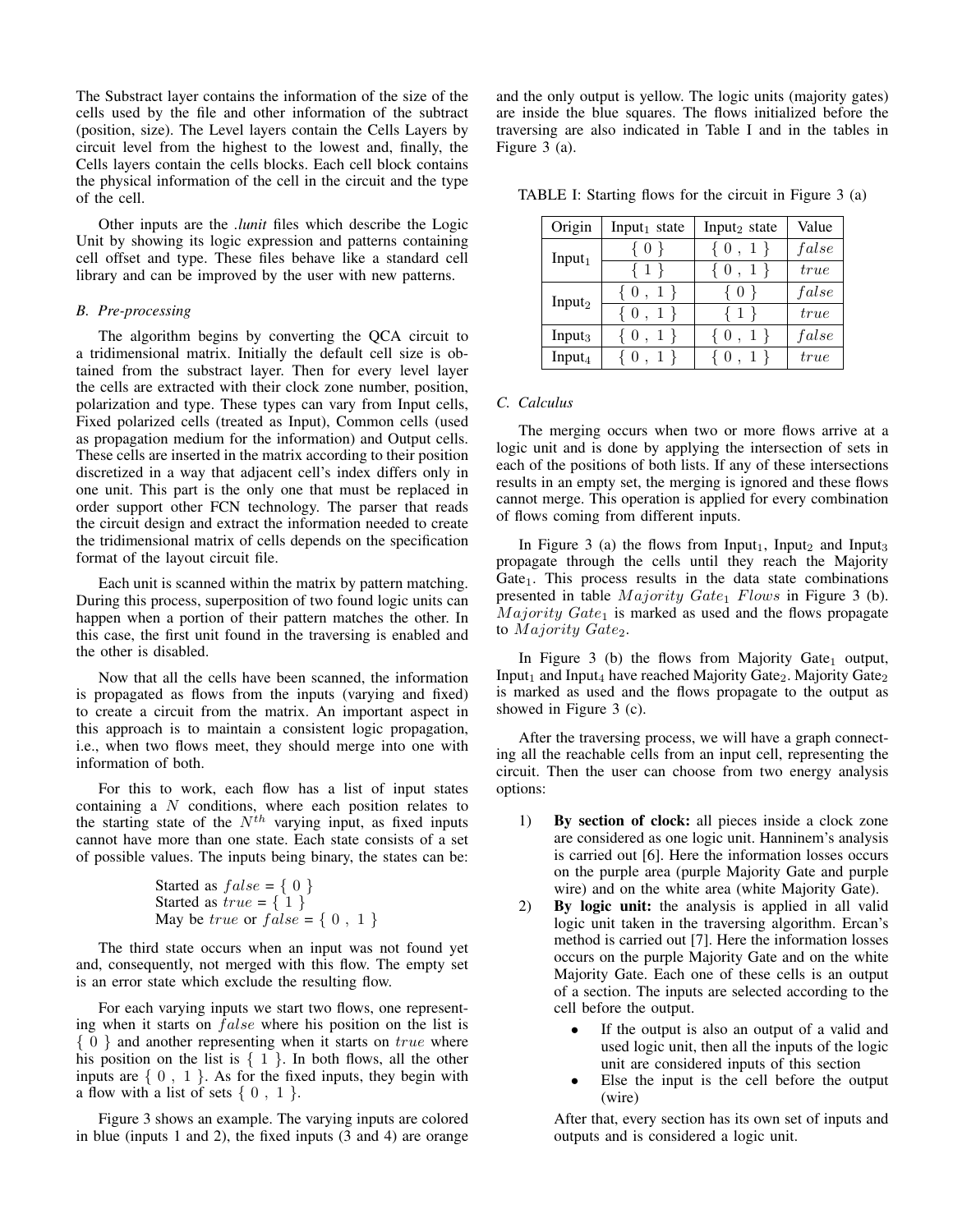The Substract layer contains the information of the size of the cells used by the file and other information of the subtract (position, size). The Level layers contain the Cells Layers by circuit level from the highest to the lowest and, finally, the Cells layers contain the cells blocks. Each cell block contains the physical information of the cell in the circuit and the type of the cell.

Other inputs are the *.lunit* files which describe the Logic Unit by showing its logic expression and patterns containing cell offset and type. These files behave like a standard cell library and can be improved by the user with new patterns.

### *B. Pre-processing*

The algorithm begins by converting the QCA circuit to a tridimensional matrix. Initially the default cell size is obtained from the substract layer. Then for every level layer the cells are extracted with their clock zone number, position, polarization and type. These types can vary from Input cells, Fixed polarized cells (treated as Input), Common cells (used as propagation medium for the information) and Output cells. These cells are inserted in the matrix according to their position discretized in a way that adjacent cell's index differs only in one unit. This part is the only one that must be replaced in order support other FCN technology. The parser that reads the circuit design and extract the information needed to create the tridimensional matrix of cells depends on the specification format of the layout circuit file.

Each unit is scanned within the matrix by pattern matching. During this process, superposition of two found logic units can happen when a portion of their pattern matches the other. In this case, the first unit found in the traversing is enabled and the other is disabled.

Now that all the cells have been scanned, the information is propagated as flows from the inputs (varying and fixed) to create a circuit from the matrix. An important aspect in this approach is to maintain a consistent logic propagation, i.e., when two flows meet, they should merge into one with information of both.

For this to work, each flow has a list of input states containing a $N$ conditions, where each position relates to the starting state of the $N^{th}$ varying input, as fixed inputs cannot have more than one state. Each state consists of a set of possible values. The inputs being binary, the states can be:

Started as $false$ = { 0 }
Started as $true$ = { 1 }
May be $true$ or $false$ = { 0 , 1 }

The third state occurs when an input was not found yet and, consequently, not merged with this flow. The empty set is an error state which exclude the resulting flow.

For each varying inputs we start two flows, one representing when it starts on $false$ where his position on the list is { 0 } and another representing when it starts on $true$ where his position on the list is { 1 }. In both flows, all the other inputs are { 0 , 1 }. As for the fixed inputs, they begin with a flow with a list of sets { 0 , 1 }.

Figure 3 shows an example. The varying inputs are colored in blue (inputs 1 and 2), the fixed inputs (3 and 4) are orange and the only output is yellow. The logic units (majority gates) are inside the blue squares. The flows initialized before the traversing are also indicated in Table I and in the tables in Figure 3 (a).

TABLE I: Starting flows for the circuit in Figure 3 (a)

| Origin | $Input_1$ state | $Input_2$ state | Value |
|---|---|---|---|
| $Input_1$ | { 0 } | { 0 , 1 } | $false$ |
| | { 1 } | { 0 , 1 } | $true$ |
| $Input_2$ | { 0 , 1 } | { 0 } | $false$ |
| | { 0 , 1 } | { 1 } | $true$ |
| $Input_3$ | { 0 , 1 } | { 0 , 1 } | $false$ |
| $Input_4$ | { 0 , 1 } | { 0 , 1 } | $true$ |

### *C. Calculus*

The merging occurs when two or more flows arrive at a logic unit and is done by applying the intersection of sets in each of the positions of both lists. If any of these intersections results in an empty set, the merging is ignored and these flows cannot merge. This operation is applied for every combination of flows coming from different inputs.

In Figure 3 (a) the flows from $Input_1$, $Input_2$ and $Input_3$ propagate through the cells until they reach the Majority $Gate_1$. This process results in the data state combinations presented in table $Majority\ Gate_1\ Flows$ in Figure 3 (b). $Majority\ Gate_1$ is marked as used and the flows propagate to $Majority\ Gate_2$.

In Figure 3 (b) the flows from Majority $Gate_1$ output, $Input_1$ and $Input_4$ have reached Majority $Gate_2$. Majority $Gate_2$ is marked as used and the flows propagate to the output as showed in Figure 3 (c).

After the traversing process, we will have a graph connecting all the reachable cells from an input cell, representing the circuit. Then the user can choose from two energy analysis options:

1) **By section of clock:** all pieces inside a clock zone are considered as one logic unit. Hanninem's analysis is carried out [6]. Here the information losses occurs on the purple area (purple Majority Gate and purple wire) and on the white area (white Majority Gate).
2) **By logic unit:** the analysis is applied in all valid logic unit taken in the traversing algorithm. Ercan's method is carried out [7]. Here the information losses occurs on the purple Majority Gate and on the white Majority Gate. Each one of these cells is an output of a section. The inputs are selected according to the cell before the output.
   - If the output is also an output of a valid and used logic unit, then all the inputs of the logic unit are considered inputs of this section
   - Else the input is the cell before the output (wire)

   After that, every section has its own set of inputs and outputs and is considered a logic unit.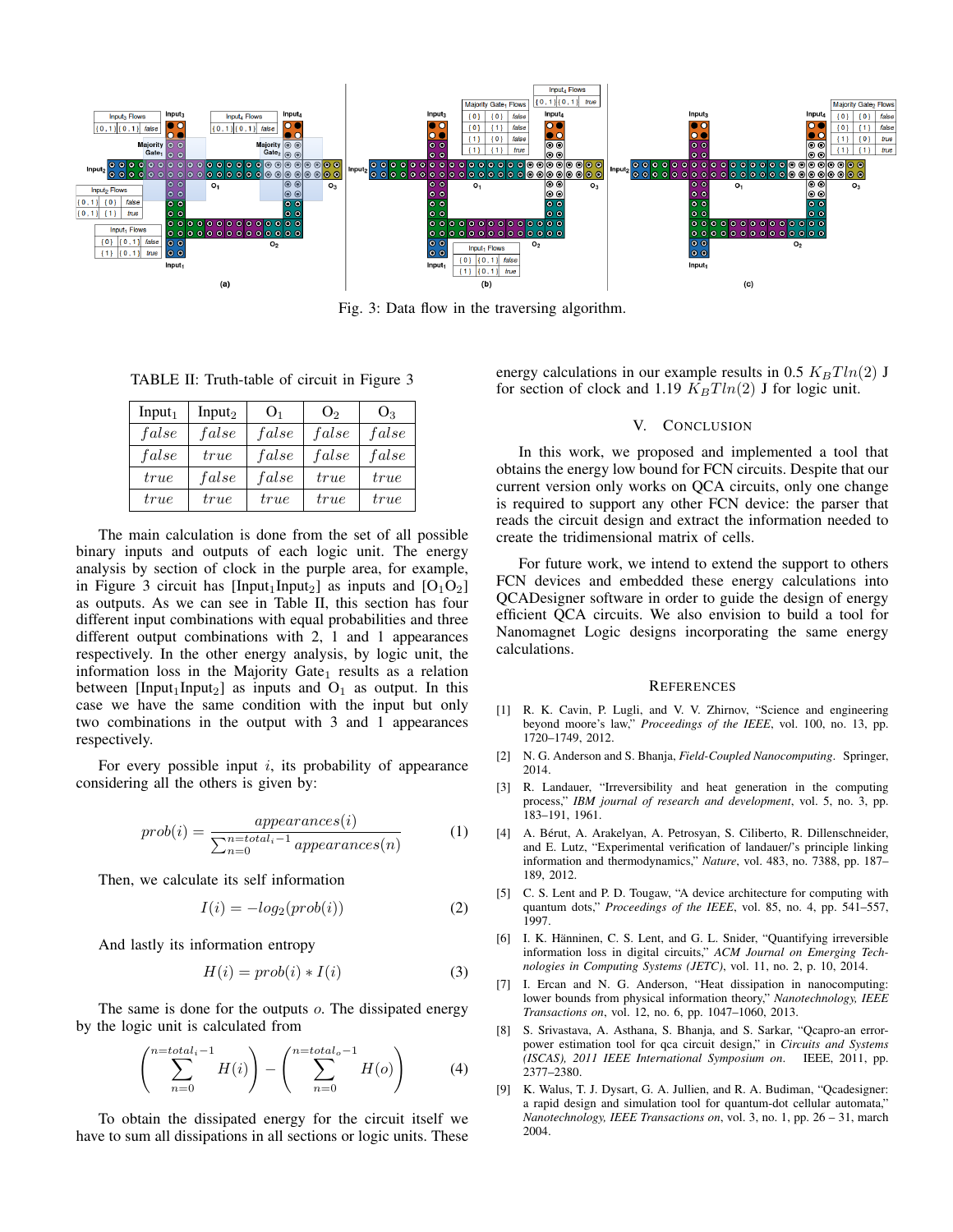Fig. 3: Data flow in the traversing algorithm.

TABLE II: Truth-table of circuit in Figure 3

| $Input_1$ | $Input_2$ | $O_1$ | $O_2$ | $O_3$ |
|---|---|---|---|---|
| $false$ | $false$ | $false$ | $false$ | $false$ |
| $false$ | $true$ | $false$ | $false$ | $false$ |
| $true$ | $false$ | $false$ | $true$ | $true$ |
| $true$ | $true$ | $true$ | $true$ | $true$ |

The main calculation is done from the set of all possible binary inputs and outputs of each logic unit. The energy analysis by section of clock in the purple area, for example, in Figure 3 circuit has [$Input_1Input_2$] as inputs and [$O_1O_2$] as outputs. As we can see in Table II, this section has four different input combinations with equal probabilities and three different output combinations with 2, 1 and 1 appearances respectively. In the other energy analysis, by logic unit, the information loss in the Majority $Gate_1$ results as a relation between [$Input_1Input_2$] as inputs and $O_1$ as output. In this case we have the same condition with the input but only two combinations in the output with 3 and 1 appearances respectively.

For every possible input $i$, its probability of appearance considering all the others is given by:

$$prob(i) = \frac{appearances(i)}{\sum_{n=0}^{n=total_i-1} appearances(n)} \tag{1}$$

Then, we calculate its self information

$$I(i) = -log_2(prob(i)) \tag{2}$$

And lastly its information entropy

$$H(i) = prob(i) * I(i) \tag{3}$$

The same is done for the outputs $o$. The dissipated energy by the logic unit is calculated from

$$\left(\sum_{n=0}^{n=total_i-1} H(i)\right) - \left(\sum_{n=0}^{n=total_o-1} H(o)\right) \tag{4}$$

To obtain the dissipated energy for the circuit itself we have to sum all dissipations in all sections or logic units. These energy calculations in our example results in 0.5 $K_BTln(2)$ J for section of clock and 1.19 $K_BTln(2)$ J for logic unit.

## V. Conclusion

In this work, we proposed and implemented a tool that obtains the energy low bound for FCN circuits. Despite that our current version only works on QCA circuits, only one change is required to support any other FCN device: the parser that reads the circuit design and extract the information needed to create the tridimensional matrix of cells.

For future work, we intend to extend the support to others FCN devices and embedded these energy calculations into QCADesigner software in order to guide the design of energy efficient QCA circuits. We also envision to build a tool for Nanomagnet Logic designs incorporating the same energy calculations.

## References

[1] R. K. Cavin, P. Lugli, and V. V. Zhirnov, "Science and engineering beyond moore's law," *Proceedings of the IEEE*, vol. 100, no. 13, pp. 1720–1749, 2012.

[2] N. G. Anderson and S. Bhanja, *Field-Coupled Nanocomputing*. Springer, 2014.

[3] R. Landauer, "Irreversibility and heat generation in the computing process," *IBM journal of research and development*, vol. 5, no. 3, pp. 183–191, 1961.

[4] A. Bérut, A. Arakelyan, A. Petrosyan, S. Ciliberto, R. Dillenschneider, and E. Lutz, "Experimental verification of landauer/'s principle linking information and thermodynamics," *Nature*, vol. 483, no. 7388, pp. 187–189, 2012.

[5] C. S. Lent and P. D. Tougaw, "A device architecture for computing with quantum dots," *Proceedings of the IEEE*, vol. 85, no. 4, pp. 541–557, 1997.

[6] I. K. Hänninen, C. S. Lent, and G. L. Snider, "Quantifying irreversible information loss in digital circuits," *ACM Journal on Emerging Technologies in Computing Systems (JETC)*, vol. 11, no. 2, p. 10, 2014.

[7] I. Ercan and N. G. Anderson, "Heat dissipation in nanocomputing: lower bounds from physical information theory," *Nanotechnology, IEEE Transactions on*, vol. 12, no. 6, pp. 1047–1060, 2013.

[8] S. Srivastava, A. Asthana, S. Bhanja, and S. Sarkar, "Qcapro-an error-power estimation tool for qca circuit design," in *Circuits and Systems (ISCAS), 2011 IEEE International Symposium on*. IEEE, 2011, pp. 2377–2380.

[9] K. Walus, T. J. Dysart, G. A. Jullien, and R. A. Budiman, "Qcadesigner: a rapid design and simulation tool for quantum-dot cellular automata," *Nanotechnology, IEEE Transactions on*, vol. 3, no. 1, pp. 26 – 31, march 2004.